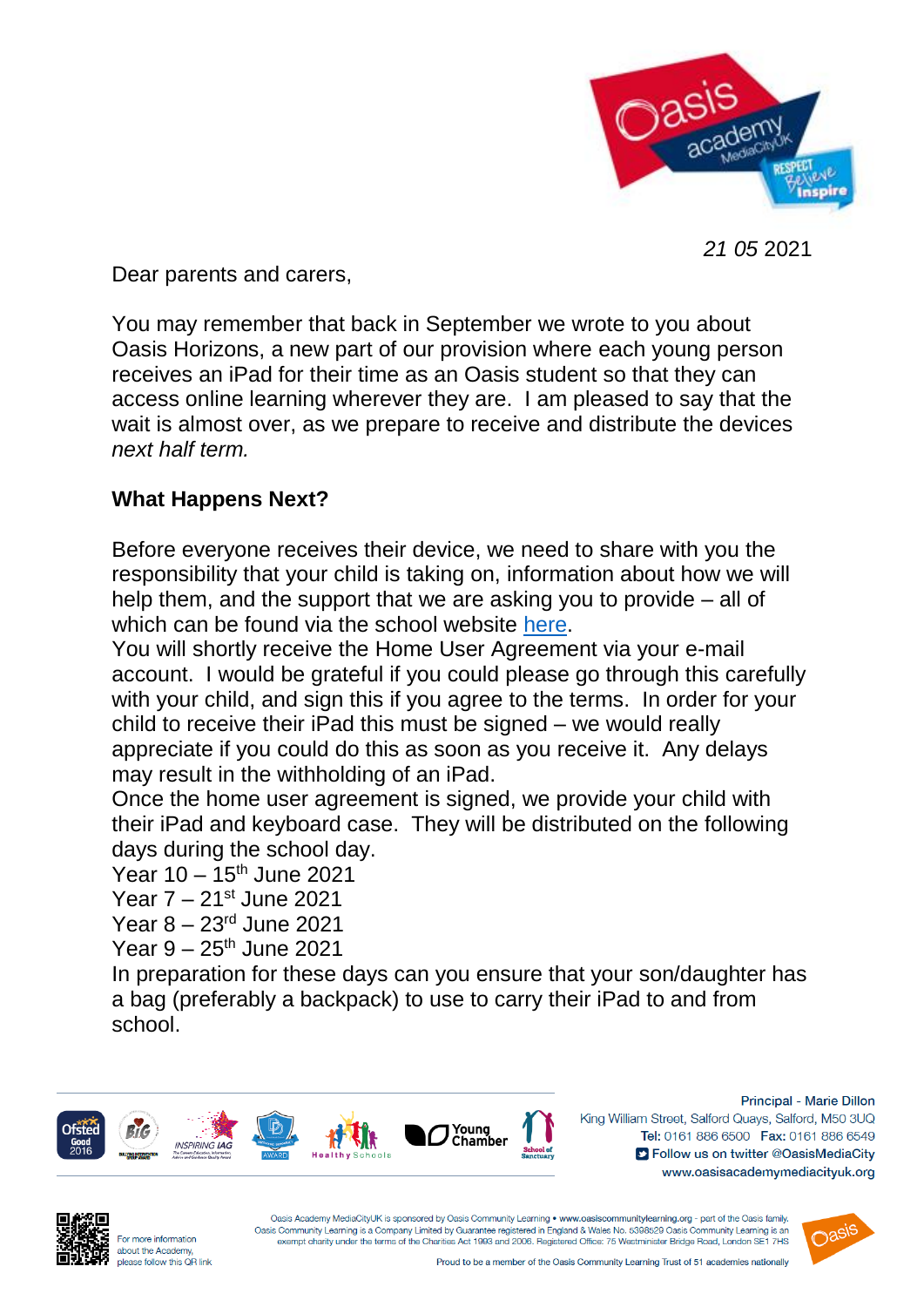*21 05* 2021

Dear parents and carers,

You may remember that back in September we wrote to you about Oasis Horizons, a new part of our provision where each young person receives an iPad for their time as an Oasis student so that they can access online learning wherever they are. I am pleased to say that the wait is almost over, as we prepare to receive and distribute the devices *next half term.*

**What Happens Next?**

Before everyone receives their device, we need to share with you the responsibility that your child is taking on, information about how we will help them, and the support that we are asking you to provide – all of which can be found via the school website here.

You will shortly receive the Home User Agreement via your e-mail account. I would be grateful if you could please go through this carefully with your child, and sign this if you agree to the terms. In order for your child to receive their iPad this must be signed – we would really appreciate if you could do this as soon as you receive it. Any delays may result in the withholding of an iPad.

Once the home user agreement is signed, we provide your child with their iPad and keyboard case. They will be distributed on the following days during the school day.

Year 10 – 15th June 2021
Year 7 – 21st June 2021
Year 8 – 23rd June 2021
Year 9 – 25th June 2021

In preparation for these days can you ensure that your son/daughter has a bag (preferably a backpack) to use to carry their iPad to and from school.

Principal - Marie Dillon
King William Street, Salford Quays, Salford, M50 3UQ
Tel: 0161 886 6500 Fax: 0161 886 6549
Follow us on twitter @OasisMediaCity
www.oasisacademymediacityuk.org

For more information about the Academy, please follow this QR link

Oasis Academy MediaCityUK is sponsored by Oasis Community Learning • www.oasiscommunitylearning.org - part of the Oasis family. Oasis Community Learning is a Company Limited by Guarantee registered in England & Wales No. 5398529 Oasis Community Learning is an exempt charity under the terms of the Charities Act 1993 and 2006. Registered Office: 75 Westminster Bridge Road, London SE1 7HS

Proud to be a member of the Oasis Community Learning Trust of 51 academies nationally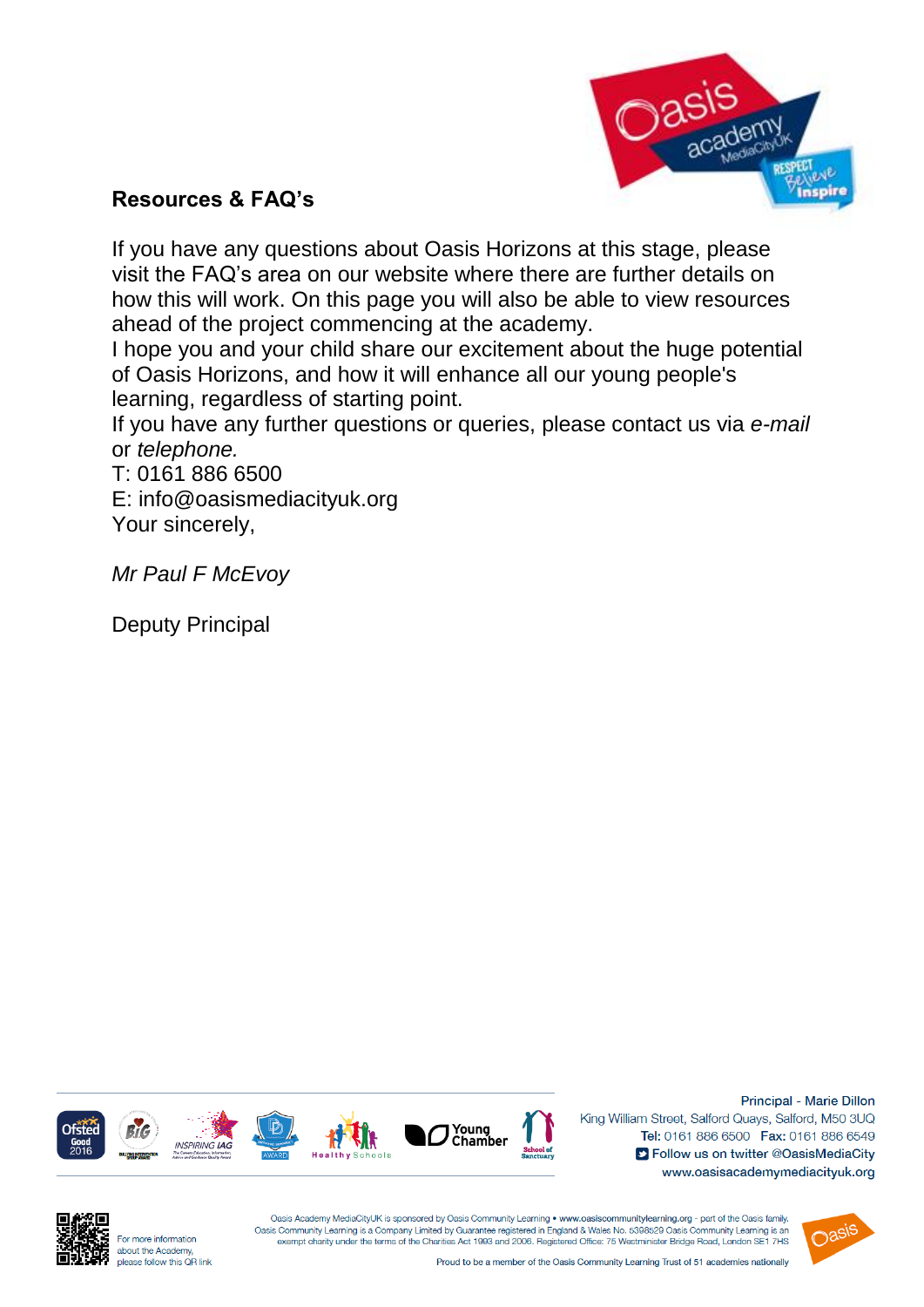## Resources & FAQ's

If you have any questions about Oasis Horizons at this stage, please visit the FAQ's area on our website where there are further details on how this will work. On this page you will also be able to view resources ahead of the project commencing at the academy.

I hope you and your child share our excitement about the huge potential of Oasis Horizons, and how it will enhance all our young people's learning, regardless of starting point.

If you have any further questions or queries, please contact us via *e-mail* or *telephone.*

T: 0161 886 6500

E: info@oasismediacityuk.org

Your sincerely,

*Mr Paul F McEvoy*

Deputy Principal

Principal - Marie Dillon
King William Street, Salford Quays, Salford, M50 3UQ
**Tel:** 0161 886 6500 **Fax:** 0161 886 6549
**Follow us on twitter @OasisMediaCity**
www.oasisacademymediacityuk.org

For more information about the Academy, please follow this QR link

Oasis Academy MediaCityUK is sponsored by Oasis Community Learning • www.oasiscommunitylearning.org - part of the Oasis family. Oasis Community Learning is a Company Limited by Guarantee registered in England & Wales No. 5398529 Oasis Community Learning is an exempt charity under the terms of the Charities Act 1993 and 2006. Registered Office: 75 Westminster Bridge Road, London SE1 7HS

Proud to be a member of the Oasis Community Learning Trust of 51 academies nationally